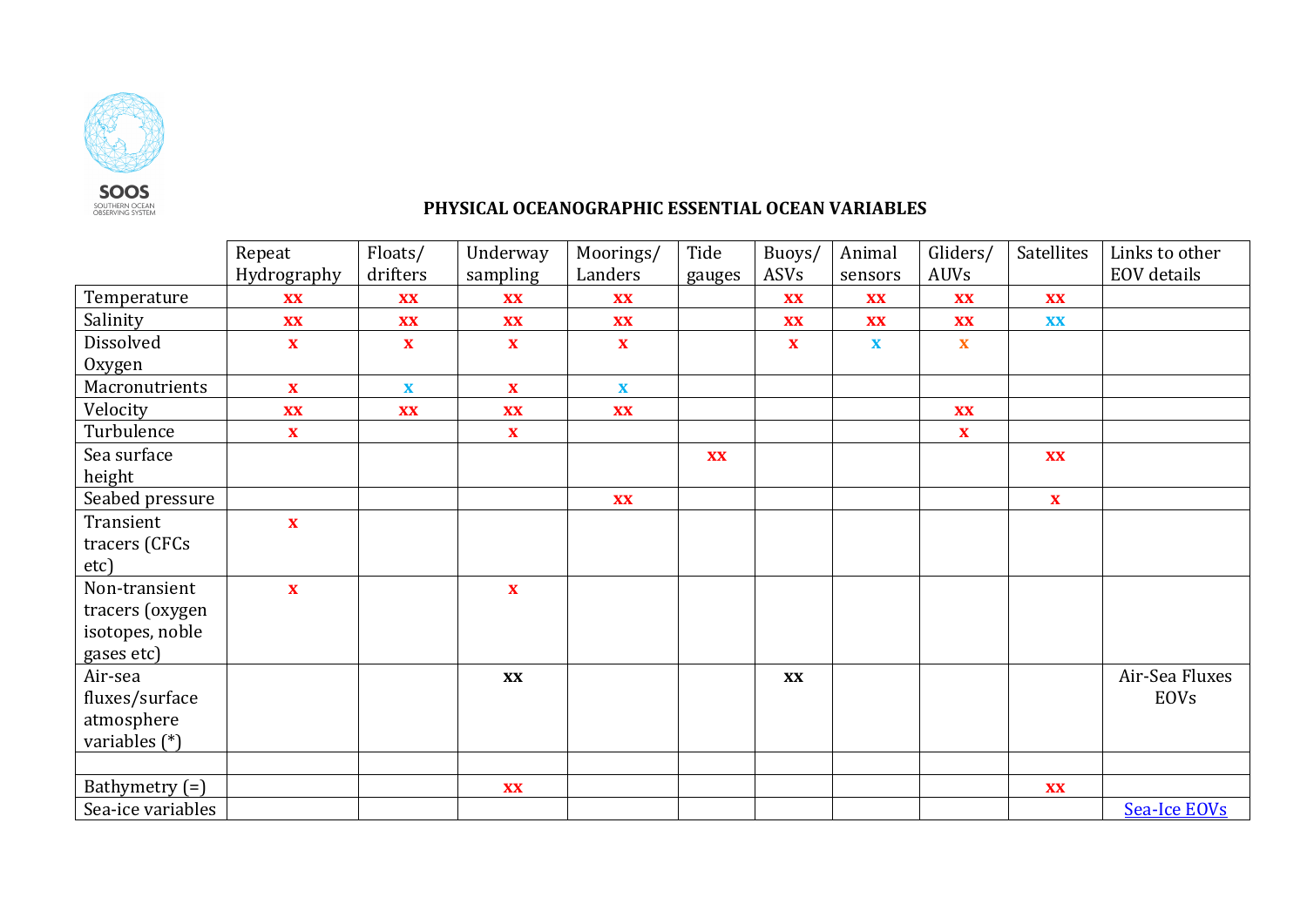SOOS
SOUTHERN OCEAN OBSERVING SYSTEM

# PHYSICAL OCEANOGRAPHIC ESSENTIAL OCEAN VARIABLES

| | Repeat Hydrography | Floats/ drifters | Underway sampling | Moorings/ Landers | Tide gauges | Buoys/ ASVs | Animal sensors | Gliders/ AUVs | Satellites | Links to other EOV details |
|---|---|---|---|---|---|---|---|---|---|---|
| Temperature | xx | xx | xx | xx | | xx | xx | xx | xx | |
| Salinity | xx | xx | xx | xx | | xx | xx | xx | xx | |
| Dissolved Oxygen | x | x | x | x | | x | x | x | | |
| Macronutrients | x | x | x | x | | | | | | |
| Velocity | xx | xx | xx | xx | | | | xx | | |
| Turbulence | x | | x | | | | | x | | |
| Sea surface height | | | | | xx | | | | xx | |
| Seabed pressure | | | | xx | | | | | x | |
| Transient tracers (CFCs etc) | x | | | | | | | | | |
| Non-transient tracers (oxygen isotopes, noble gases etc) | x | | x | | | | | | | |
| Air-sea fluxes/surface atmosphere variables (*) | | | xx | | | xx | | | | Air-Sea Fluxes EOVs |
| | | | | | | | | | | |
| Bathymetry (=) | | | xx | | | | | | xx | |
| Sea-ice variables | | | | | | | | | | [Sea-Ice EOVs]() |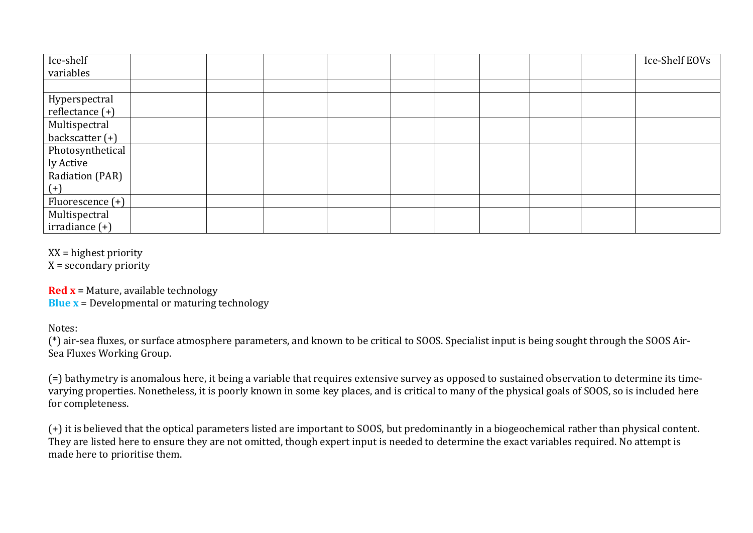| | | | | | | | | | |
|---|---|---|---|---|---|---|---|---|---|
| Ice-shelf variables | | | | | | | | | Ice-Shelf EOVs |
| | | | | | | | | | |
| Hyperspectral reflectance (+) | | | | | | | | | |
| Multispectral backscatter (+) | | | | | | | | | |
| Photosynthetically Active Radiation (PAR) (+) | | | | | | | | | |
| Fluorescence (+) | | | | | | | | | |
| Multispectral irradiance (+) | | | | | | | | | |

XX = highest priority
X = secondary priority

**Red x** = Mature, available technology
**Blue x** = Developmental or maturing technology

Notes:
(*) air-sea fluxes, or surface atmosphere parameters, and known to be critical to SOOS. Specialist input is being sought through the SOOS Air-Sea Fluxes Working Group.

(=) bathymetry is anomalous here, it being a variable that requires extensive survey as opposed to sustained observation to determine its time-varying properties. Nonetheless, it is poorly known in some key places, and is critical to many of the physical goals of SOOS, so is included here for completeness.

(+) it is believed that the optical parameters listed are important to SOOS, but predominantly in a biogeochemical rather than physical content. They are listed here to ensure they are not omitted, though expert input is needed to determine the exact variables required. No attempt is made here to prioritise them.